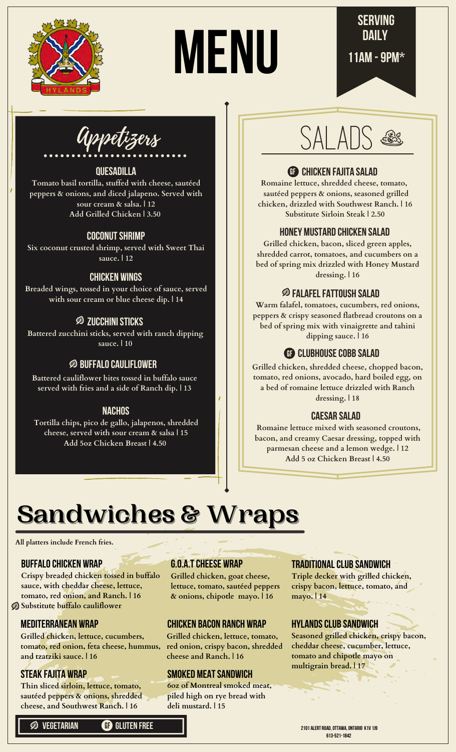# MENU

**SERVING DAILY**
**11AM - 9PM***

## Appetizers

### QUESADILLA
Tomato basil tortilla, stuffed with cheese, sautéed peppers & onions, and diced jalapeno. Served with sour cream & salsa. | 12
Add Grilled Chicken | 3.50

### COCONUT SHRIMP
Six coconut crusted shrimp, served with Sweet Thai sauce. | 12

### CHICKEN WINGS
Breaded wings, tossed in your choice of sauce, served with sour cream or blue cheese dip. | 14

### ⊘ ZUCCHINI STICKS
Battered zucchini sticks, served with ranch dipping sauce. | 10

### ⊘ BUFFALO CAULIFLOWER
Battered cauliflower bites tossed in buffalo sauce served with fries and a side of Ranch dip. | 13

### NACHOS
Tortilla chips, pico de gallo, jalapenos, shredded cheese, served with sour cream & salsa | 15
Add 5oz Chicken Breast | 4.50

## SALADS

### GF CHICKEN FAJITA SALAD
Romaine lettuce, shredded cheese, tomato, sautéed peppers & onions, seasoned grilled chicken, drizzled with Southwest Ranch. | 16
Substitute Sirloin Steak | 2.50

### HONEY MUSTARD CHICKEN SALAD
Grilled chicken, bacon, sliced green apples, shredded carrot, tomatoes, and cucumbers on a bed of spring mix drizzled with Honey Mustard dressing. | 16

### ⊘ FALAFEL FATTOUSH SALAD
Warm falafel, tomatoes, cucumbers, red onions, peppers & crispy seasoned flatbread croutons on a bed of spring mix with vinaigrette and tahini dipping sauce. | 16

### GF CLUBHOUSE COBB SALAD
Grilled chicken, shredded cheese, chopped bacon, tomato, red onions, avocado, hard boiled egg, on a bed of romaine lettuce drizzled with Ranch dressing. | 18

### CAESAR SALAD
Romaine lettuce mixed with seasoned croutons, bacon, and creamy Caesar dressing, topped with parmesan cheese and a lemon wedge. | 12
Add 5 oz Chicken Breast | 4.50

## Sandwiches & Wraps

All platters include French fries.

### BUFFALO CHICKEN WRAP
Crispy breaded chicken tossed in buffalo sauce, with cheddar cheese, lettuce, tomato, red onion, and Ranch. | 16
⊘ Substitute buffalo cauliflower

### MEDITERRANEAN WRAP
Grilled chicken, lettuce, cucumbers, tomato, red onion, feta cheese, hummus, and tzatziki sauce. | 16

### STEAK FAJITA WRAP
Thin sliced sirloin, lettuce, tomato, sautéed peppers & onions, shredded cheese, and Southwest Ranch. | 16

### G.O.A.T CHEESE WRAP
Grilled chicken, goat cheese, lettuce, tomato, sautéed peppers & onions, chipotle mayo. | 16

### CHICKEN BACON RANCH WRAP
Grilled chicken, lettuce, tomato, red onion, crispy bacon, shredded cheese and Ranch. | 16

### SMOKED MEAT SANDWICH
6oz of Montreal smoked meat, piled high on rye bread with deli mustard. | 15

### TRADITIONAL CLUB SANDWICH
Triple decker with grilled chicken, crispy bacon, lettuce, tomato, and mayo. | 14

### HYLANDS CLUB SANDWICH
Seasoned grilled chicken, crispy bacon, cheddar cheese, cucumber, lettuce, tomato and chipotle mayo on multigrain bread. | 17

⊘ VEGETARIAN GF GLUTEN FREE

2101 ALERT ROAD, OTTAWA, ONTARIO K1V 1J9
613-521-1842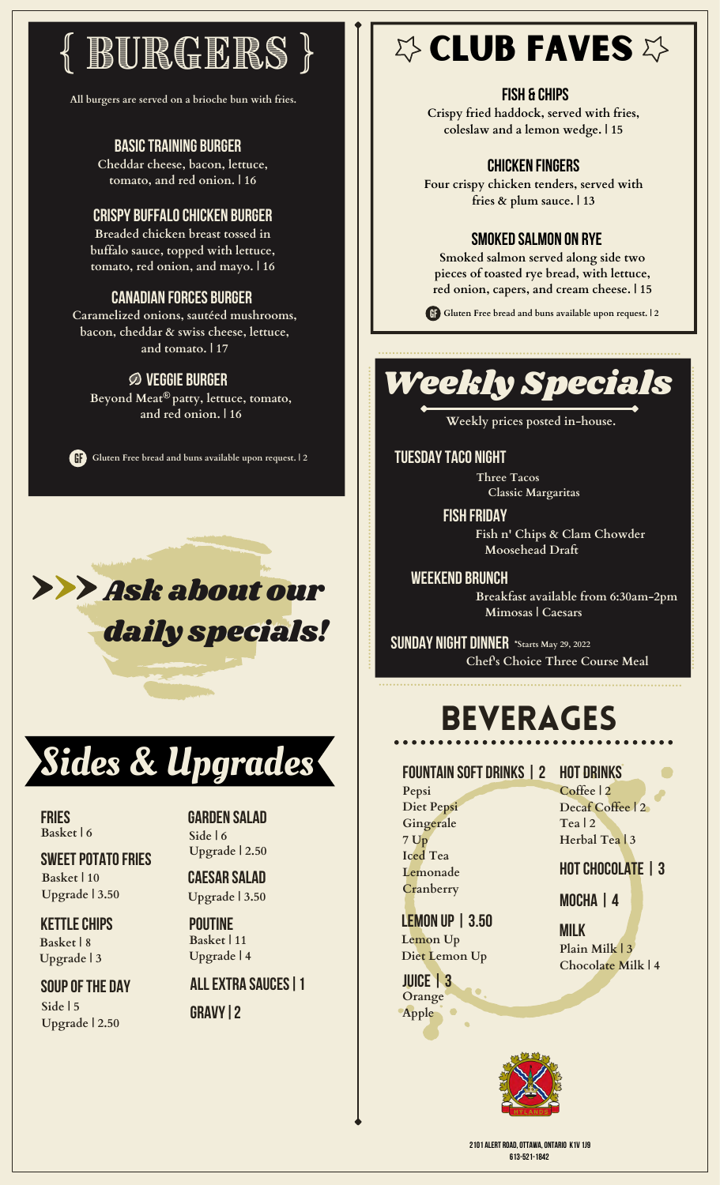# { BURGERS }

All burgers are served on a brioche bun with fries.

### BASIC TRAINING BURGER

Cheddar cheese, bacon, lettuce, tomato, and red onion. | 16

### CRISPY BUFFALO CHICKEN BURGER

Breaded chicken breast tossed in buffalo sauce, topped with lettuce, tomato, red onion, and mayo. | 16

### CANADIAN FORCES BURGER

Caramelized onions, sautéed mushrooms, bacon, cheddar & swiss cheese, lettuce, and tomato. | 17

### VEGGIE BURGER

Beyond Meat® patty, lettuce, tomato, and red onion. | 16

GF Gluten Free bread and buns available upon request. | 2

>>> *Ask about our daily specials!*

# Sides & Upgrades

### FRIES
Basket | 6

### SWEET POTATO FRIES
Basket | 10
Upgrade | 3.50

### KETTLE CHIPS
Basket | 8
Upgrade | 3

### SOUP OF THE DAY
Side | 5
Upgrade | 2.50

### GARDEN SALAD
Side | 6
Upgrade | 2.50

### CAESAR SALAD
Upgrade | 3.50

### POUTINE
Basket | 11
Upgrade | 4

### ALL EXTRA SAUCES | 1

### GRAVY | 2

# CLUB FAVES

### FISH & CHIPS

Crispy fried haddock, served with fries, coleslaw and a lemon wedge. | 15

### CHICKEN FINGERS

Four crispy chicken tenders, served with fries & plum sauce. | 13

### SMOKED SALMON ON RYE

Smoked salmon served along side two pieces of toasted rye bread, with lettuce, red onion, capers, and cream cheese. | 15

GF Gluten Free bread and buns available upon request. | 2

# *Weekly Specials*

Weekly prices posted in-house.

### TUESDAY TACO NIGHT
Three Tacos
Classic Margaritas

### FISH FRIDAY
Fish n' Chips & Clam Chowder
Moosehead Draft

### WEEKEND BRUNCH
Breakfast available from 6:30am-2pm
Mimosas | Caesars

### SUNDAY NIGHT DINNER *Starts May 29, 2022
Chef's Choice Three Course Meal

# BEVERAGES

### FOUNTAIN SOFT DRINKS | 2
Pepsi
Diet Pepsi
Gingerale
7 Up
Iced Tea
Lemonade
Cranberry

### LEMON UP | 3.50
Lemon Up
Diet Lemon Up

### JUICE | 3
Orange
Apple

### HOT DRINKS
Coffee | 2
Decaf Coffee | 2
Tea | 2
Herbal Tea | 3

### HOT CHOCOLATE | 3

### MOCHA | 4

### MILK
Plain Milk | 3
Chocolate Milk | 4

HYLANDS

2101 Alert Road, Ottawa, Ontario K1V 1J9
613-521-1842